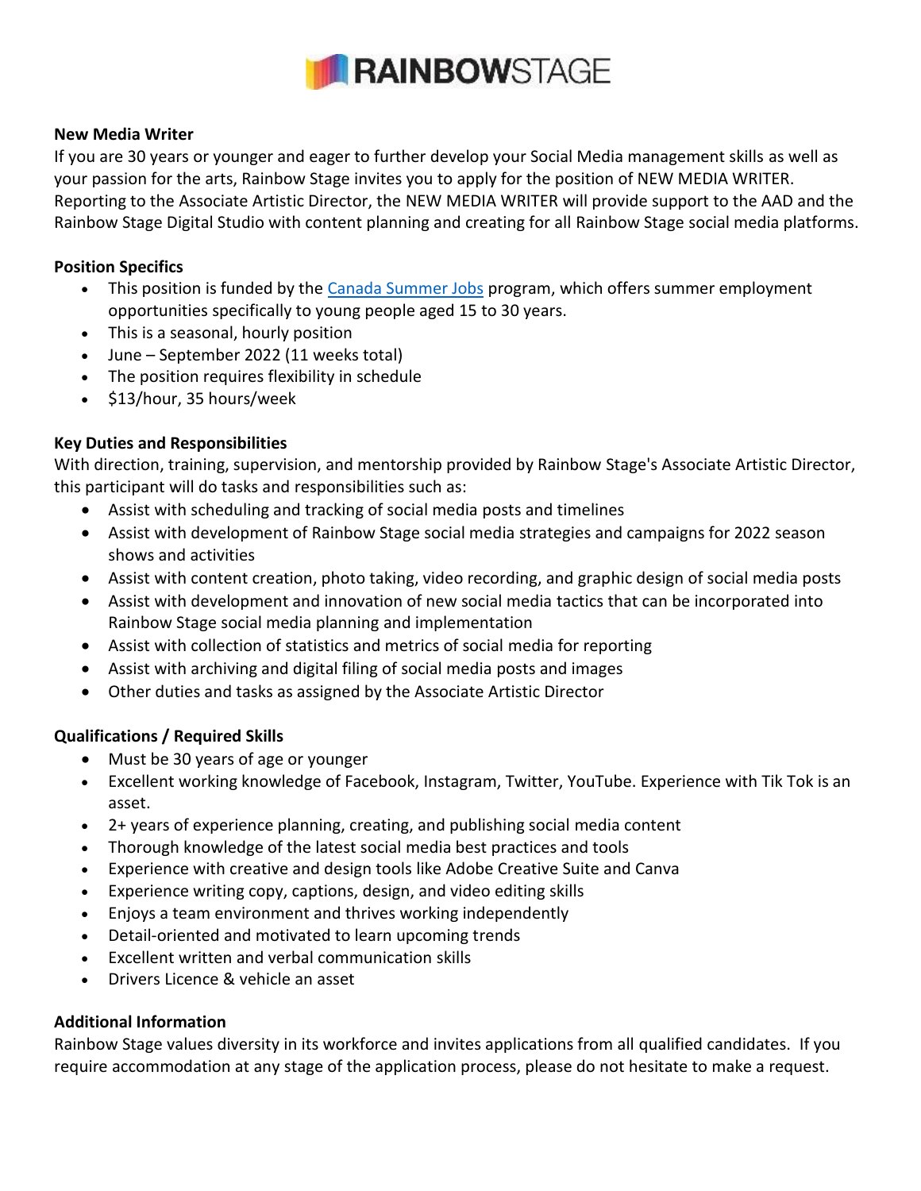RAINBOWSTAGE

**New Media Writer**

If you are 30 years or younger and eager to further develop your Social Media management skills as well as your passion for the arts, Rainbow Stage invites you to apply for the position of NEW MEDIA WRITER. Reporting to the Associate Artistic Director, the NEW MEDIA WRITER will provide support to the AAD and the Rainbow Stage Digital Studio with content planning and creating for all Rainbow Stage social media platforms.

**Position Specifics**

- This position is funded by the Canada Summer Jobs program, which offers summer employment opportunities specifically to young people aged 15 to 30 years.
- This is a seasonal, hourly position
- June – September 2022 (11 weeks total)
- The position requires flexibility in schedule
- $13/hour, 35 hours/week

**Key Duties and Responsibilities**

With direction, training, supervision, and mentorship provided by Rainbow Stage's Associate Artistic Director, this participant will do tasks and responsibilities such as:

- Assist with scheduling and tracking of social media posts and timelines
- Assist with development of Rainbow Stage social media strategies and campaigns for 2022 season shows and activities
- Assist with content creation, photo taking, video recording, and graphic design of social media posts
- Assist with development and innovation of new social media tactics that can be incorporated into Rainbow Stage social media planning and implementation
- Assist with collection of statistics and metrics of social media for reporting
- Assist with archiving and digital filing of social media posts and images
- Other duties and tasks as assigned by the Associate Artistic Director

**Qualifications / Required Skills**

- Must be 30 years of age or younger
- Excellent working knowledge of Facebook, Instagram, Twitter, YouTube. Experience with Tik Tok is an asset.
- 2+ years of experience planning, creating, and publishing social media content
- Thorough knowledge of the latest social media best practices and tools
- Experience with creative and design tools like Adobe Creative Suite and Canva
- Experience writing copy, captions, design, and video editing skills
- Enjoys a team environment and thrives working independently
- Detail-oriented and motivated to learn upcoming trends
- Excellent written and verbal communication skills
- Drivers Licence & vehicle an asset

**Additional Information**

Rainbow Stage values diversity in its workforce and invites applications from all qualified candidates. If you require accommodation at any stage of the application process, please do not hesitate to make a request.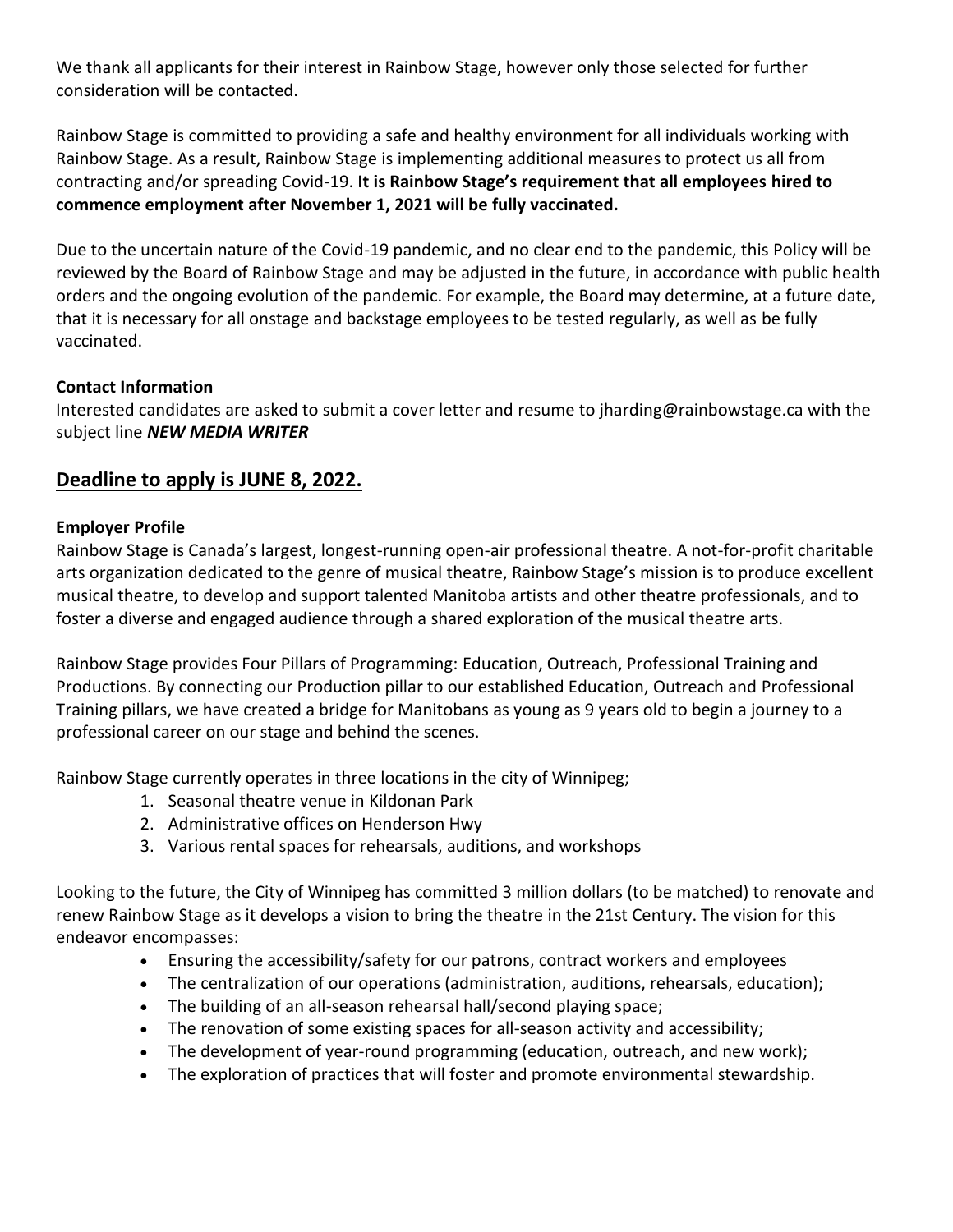We thank all applicants for their interest in Rainbow Stage, however only those selected for further consideration will be contacted.

Rainbow Stage is committed to providing a safe and healthy environment for all individuals working with Rainbow Stage. As a result, Rainbow Stage is implementing additional measures to protect us all from contracting and/or spreading Covid-19. **It is Rainbow Stage's requirement that all employees hired to commence employment after November 1, 2021 will be fully vaccinated.**

Due to the uncertain nature of the Covid-19 pandemic, and no clear end to the pandemic, this Policy will be reviewed by the Board of Rainbow Stage and may be adjusted in the future, in accordance with public health orders and the ongoing evolution of the pandemic. For example, the Board may determine, at a future date, that it is necessary for all onstage and backstage employees to be tested regularly, as well as be fully vaccinated.

**Contact Information**
Interested candidates are asked to submit a cover letter and resume to jharding@rainbowstage.ca with the subject line ***NEW MEDIA WRITER***

## Deadline to apply is JUNE 8, 2022.

**Employer Profile**
Rainbow Stage is Canada's largest, longest-running open-air professional theatre. A not-for-profit charitable arts organization dedicated to the genre of musical theatre, Rainbow Stage's mission is to produce excellent musical theatre, to develop and support talented Manitoba artists and other theatre professionals, and to foster a diverse and engaged audience through a shared exploration of the musical theatre arts.

Rainbow Stage provides Four Pillars of Programming: Education, Outreach, Professional Training and Productions. By connecting our Production pillar to our established Education, Outreach and Professional Training pillars, we have created a bridge for Manitobans as young as 9 years old to begin a journey to a professional career on our stage and behind the scenes.

Rainbow Stage currently operates in three locations in the city of Winnipeg;

1. Seasonal theatre venue in Kildonan Park
2. Administrative offices on Henderson Hwy
3. Various rental spaces for rehearsals, auditions, and workshops

Looking to the future, the City of Winnipeg has committed 3 million dollars (to be matched) to renovate and renew Rainbow Stage as it develops a vision to bring the theatre in the 21st Century. The vision for this endeavor encompasses:

- Ensuring the accessibility/safety for our patrons, contract workers and employees
- The centralization of our operations (administration, auditions, rehearsals, education);
- The building of an all-season rehearsal hall/second playing space;
- The renovation of some existing spaces for all-season activity and accessibility;
- The development of year-round programming (education, outreach, and new work);
- The exploration of practices that will foster and promote environmental stewardship.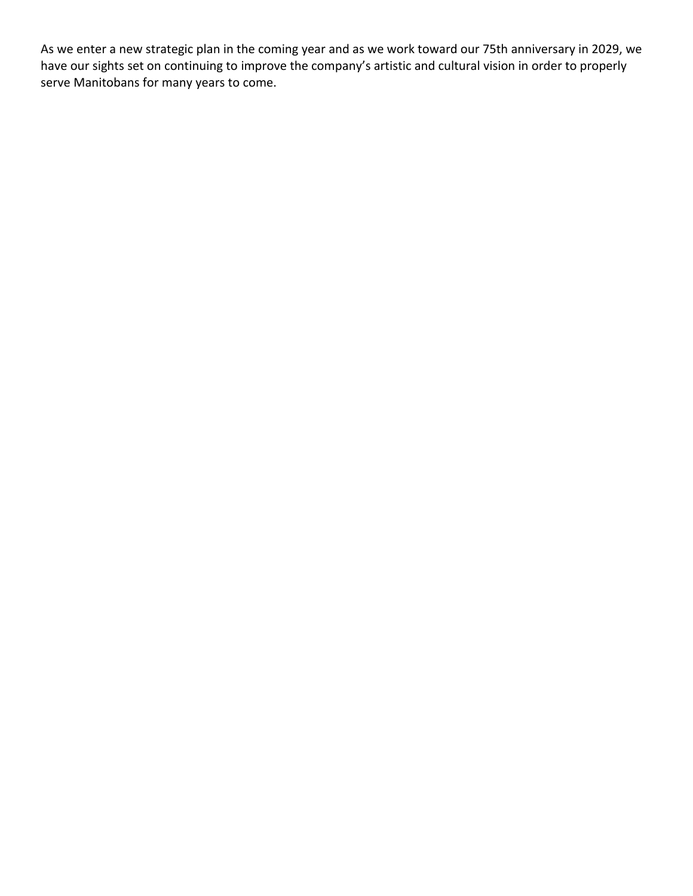As we enter a new strategic plan in the coming year and as we work toward our 75th anniversary in 2029, we have our sights set on continuing to improve the company's artistic and cultural vision in order to properly serve Manitobans for many years to come.